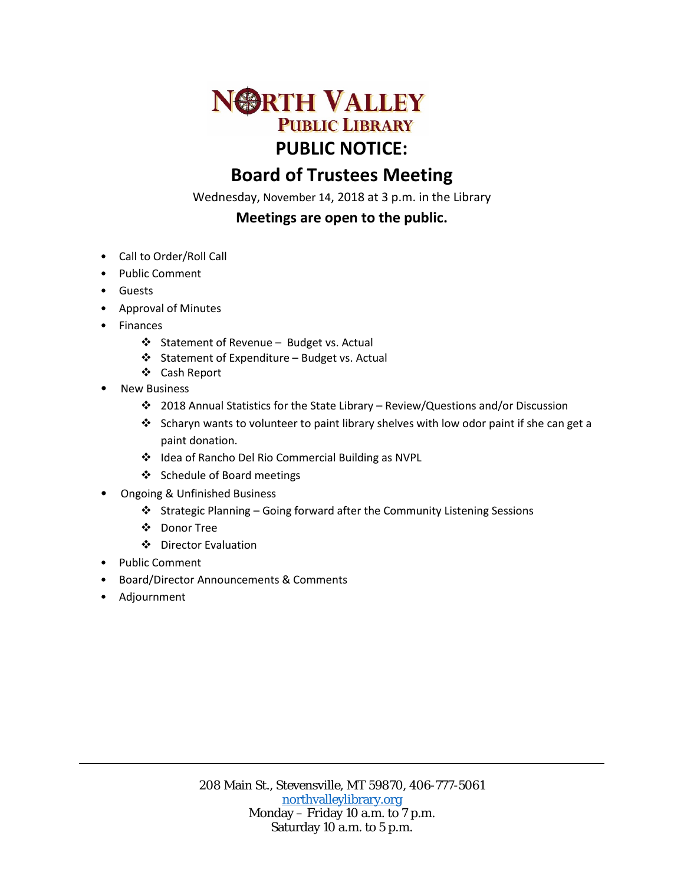# NORTH VALLEY
## PUBLIC LIBRARY

# PUBLIC NOTICE:

# Board of Trustees Meeting

Wednesday, November 14, 2018 at 3 p.m. in the Library

**Meetings are open to the public.**

- Call to Order/Roll Call
- Public Comment
- Guests
- Approval of Minutes
- Finances
  - Statement of Revenue – Budget vs. Actual
  - Statement of Expenditure – Budget vs. Actual
  - Cash Report
- New Business
  - 2018 Annual Statistics for the State Library – Review/Questions and/or Discussion
  - Scharyn wants to volunteer to paint library shelves with low odor paint if she can get a paint donation.
  - Idea of Rancho Del Rio Commercial Building as NVPL
  - Schedule of Board meetings
- Ongoing & Unfinished Business
  - Strategic Planning – Going forward after the Community Listening Sessions
  - Donor Tree
  - Director Evaluation
- Public Comment
- Board/Director Announcements & Comments
- Adjournment

---

208 Main St., Stevensville, MT 59870, 406-777-5061
northvalleylibrary.org
Monday – Friday 10 a.m. to 7 p.m.
Saturday 10 a.m. to 5 p.m.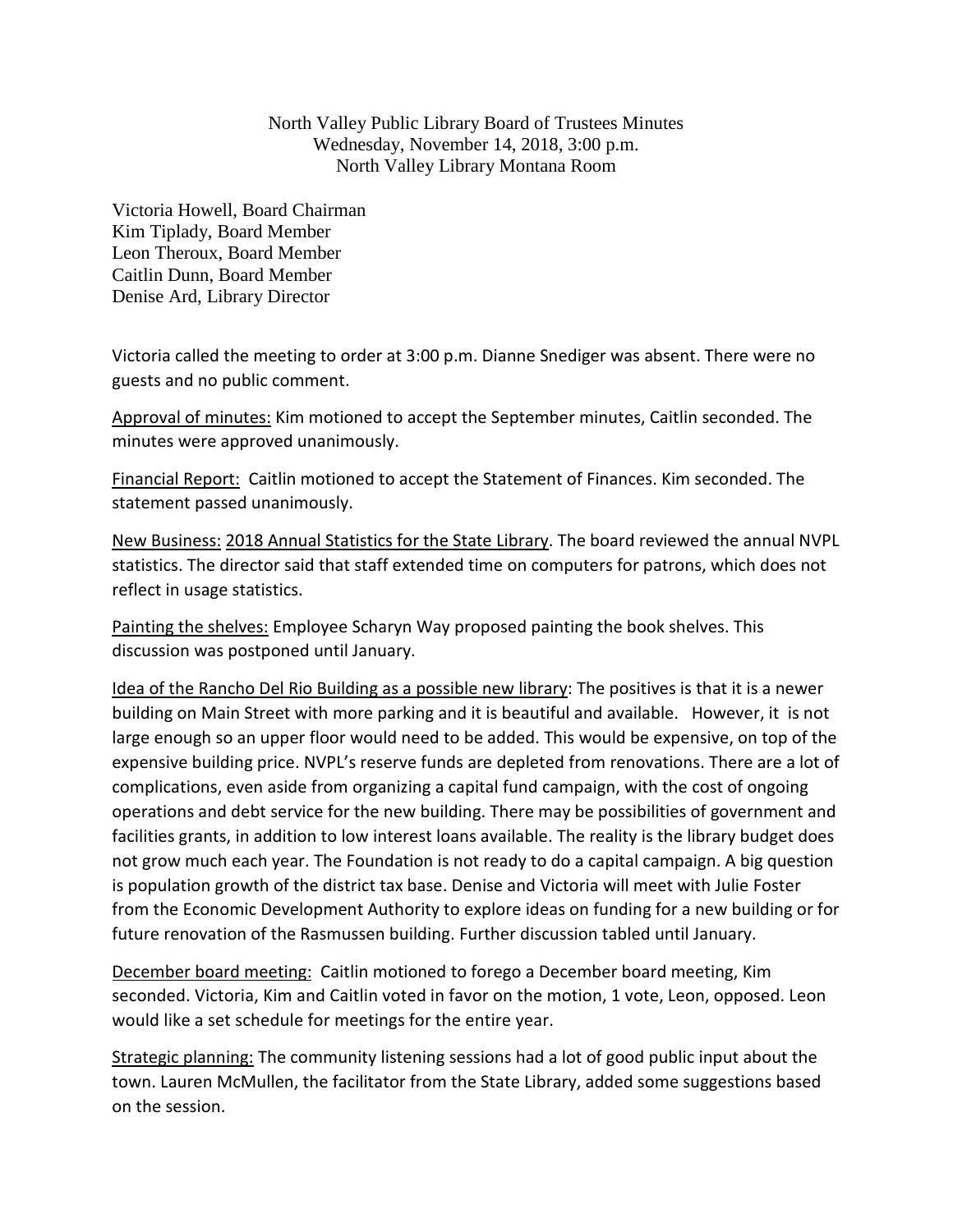North Valley Public Library Board of Trustees Minutes
Wednesday, November 14, 2018, 3:00 p.m.
North Valley Library Montana Room

Victoria Howell, Board Chairman
Kim Tiplady, Board Member
Leon Theroux, Board Member
Caitlin Dunn, Board Member
Denise Ard, Library Director

Victoria called the meeting to order at 3:00 p.m. Dianne Snediger was absent. There were no guests and no public comment.

Approval of minutes: Kim motioned to accept the September minutes, Caitlin seconded. The minutes were approved unanimously.

Financial Report: Caitlin motioned to accept the Statement of Finances. Kim seconded. The statement passed unanimously.

New Business: 2018 Annual Statistics for the State Library. The board reviewed the annual NVPL statistics. The director said that staff extended time on computers for patrons, which does not reflect in usage statistics.

Painting the shelves: Employee Scharyn Way proposed painting the book shelves. This discussion was postponed until January.

Idea of the Rancho Del Rio Building as a possible new library: The positives is that it is a newer building on Main Street with more parking and it is beautiful and available. However, it is not large enough so an upper floor would need to be added. This would be expensive, on top of the expensive building price. NVPL's reserve funds are depleted from renovations. There are a lot of complications, even aside from organizing a capital fund campaign, with the cost of ongoing operations and debt service for the new building. There may be possibilities of government and facilities grants, in addition to low interest loans available. The reality is the library budget does not grow much each year. The Foundation is not ready to do a capital campaign. A big question is population growth of the district tax base. Denise and Victoria will meet with Julie Foster from the Economic Development Authority to explore ideas on funding for a new building or for future renovation of the Rasmussen building. Further discussion tabled until January.

December board meeting: Caitlin motioned to forego a December board meeting, Kim seconded. Victoria, Kim and Caitlin voted in favor on the motion, 1 vote, Leon, opposed. Leon would like a set schedule for meetings for the entire year.

Strategic planning: The community listening sessions had a lot of good public input about the town. Lauren McMullen, the facilitator from the State Library, added some suggestions based on the session.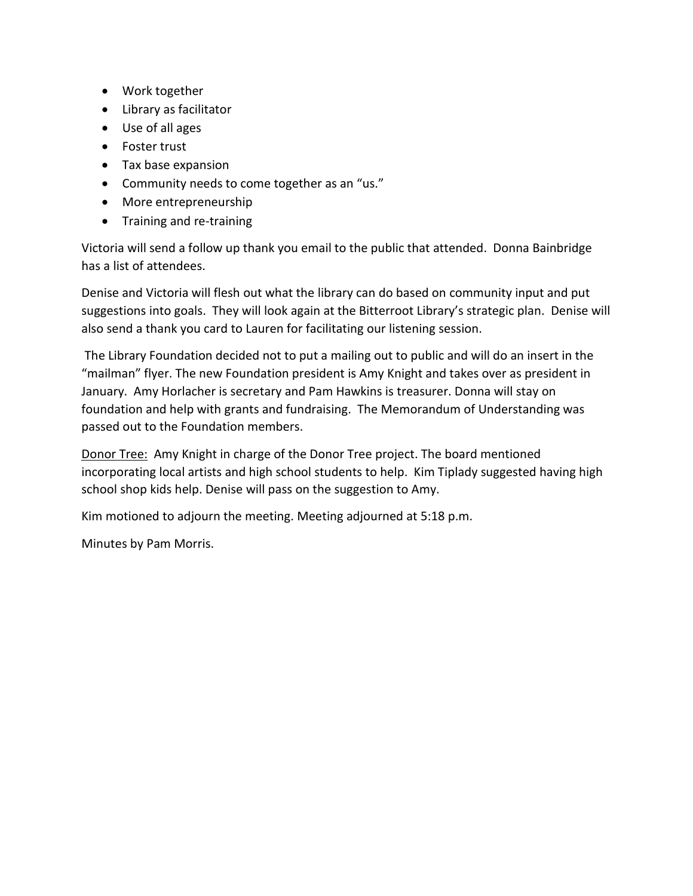- Work together
- Library as facilitator
- Use of all ages
- Foster trust
- Tax base expansion
- Community needs to come together as an "us."
- More entrepreneurship
- Training and re-training

Victoria will send a follow up thank you email to the public that attended. Donna Bainbridge has a list of attendees.

Denise and Victoria will flesh out what the library can do based on community input and put suggestions into goals. They will look again at the Bitterroot Library's strategic plan. Denise will also send a thank you card to Lauren for facilitating our listening session.

The Library Foundation decided not to put a mailing out to public and will do an insert in the "mailman" flyer. The new Foundation president is Amy Knight and takes over as president in January. Amy Horlacher is secretary and Pam Hawkins is treasurer. Donna will stay on foundation and help with grants and fundraising. The Memorandum of Understanding was passed out to the Foundation members.

<u>Donor Tree:</u> Amy Knight in charge of the Donor Tree project. The board mentioned incorporating local artists and high school students to help. Kim Tiplady suggested having high school shop kids help. Denise will pass on the suggestion to Amy.

Kim motioned to adjourn the meeting. Meeting adjourned at 5:18 p.m.

Minutes by Pam Morris.